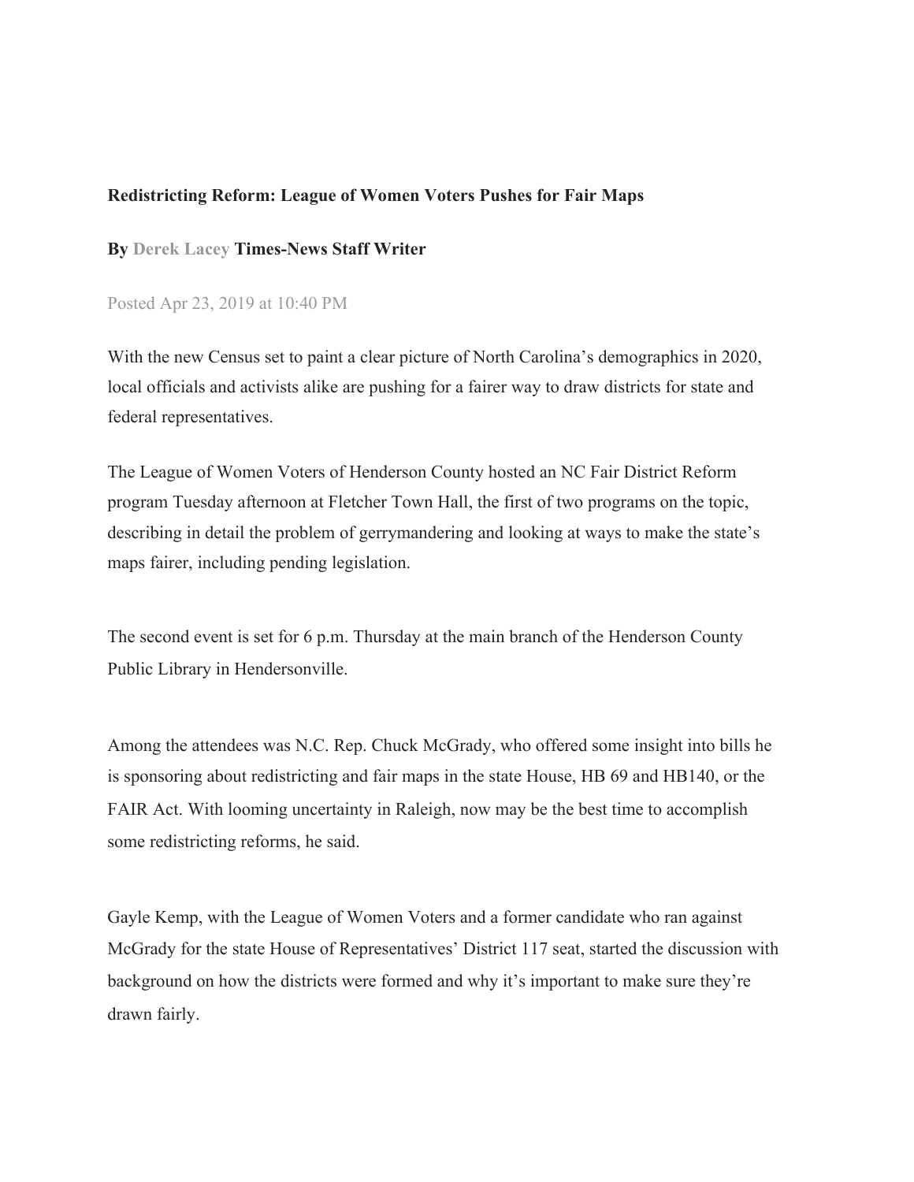**Redistricting Reform: League of Women Voters Pushes for Fair Maps**

**By Derek Lacey Times-News Staff Writer**

Posted Apr 23, 2019 at 10:40 PM

With the new Census set to paint a clear picture of North Carolina's demographics in 2020, local officials and activists alike are pushing for a fairer way to draw districts for state and federal representatives.

The League of Women Voters of Henderson County hosted an NC Fair District Reform program Tuesday afternoon at Fletcher Town Hall, the first of two programs on the topic, describing in detail the problem of gerrymandering and looking at ways to make the state's maps fairer, including pending legislation.

The second event is set for 6 p.m. Thursday at the main branch of the Henderson County Public Library in Hendersonville.

Among the attendees was N.C. Rep. Chuck McGrady, who offered some insight into bills he is sponsoring about redistricting and fair maps in the state House, HB 69 and HB140, or the FAIR Act. With looming uncertainty in Raleigh, now may be the best time to accomplish some redistricting reforms, he said.

Gayle Kemp, with the League of Women Voters and a former candidate who ran against McGrady for the state House of Representatives' District 117 seat, started the discussion with background on how the districts were formed and why it's important to make sure they're drawn fairly.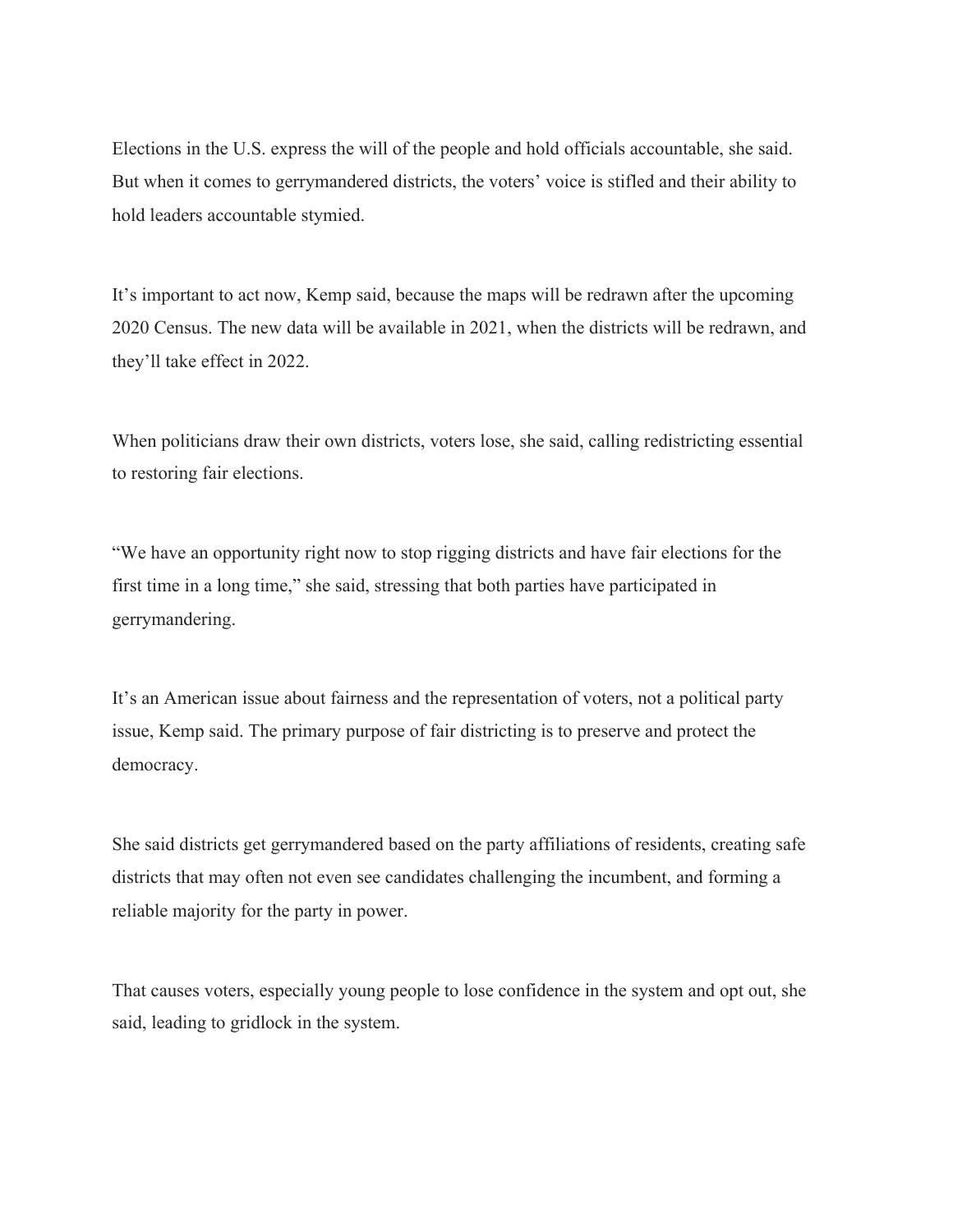Elections in the U.S. express the will of the people and hold officials accountable, she said. But when it comes to gerrymandered districts, the voters' voice is stifled and their ability to hold leaders accountable stymied.

It's important to act now, Kemp said, because the maps will be redrawn after the upcoming 2020 Census. The new data will be available in 2021, when the districts will be redrawn, and they'll take effect in 2022.

When politicians draw their own districts, voters lose, she said, calling redistricting essential to restoring fair elections.

"We have an opportunity right now to stop rigging districts and have fair elections for the first time in a long time," she said, stressing that both parties have participated in gerrymandering.

It's an American issue about fairness and the representation of voters, not a political party issue, Kemp said. The primary purpose of fair districting is to preserve and protect the democracy.

She said districts get gerrymandered based on the party affiliations of residents, creating safe districts that may often not even see candidates challenging the incumbent, and forming a reliable majority for the party in power.

That causes voters, especially young people to lose confidence in the system and opt out, she said, leading to gridlock in the system.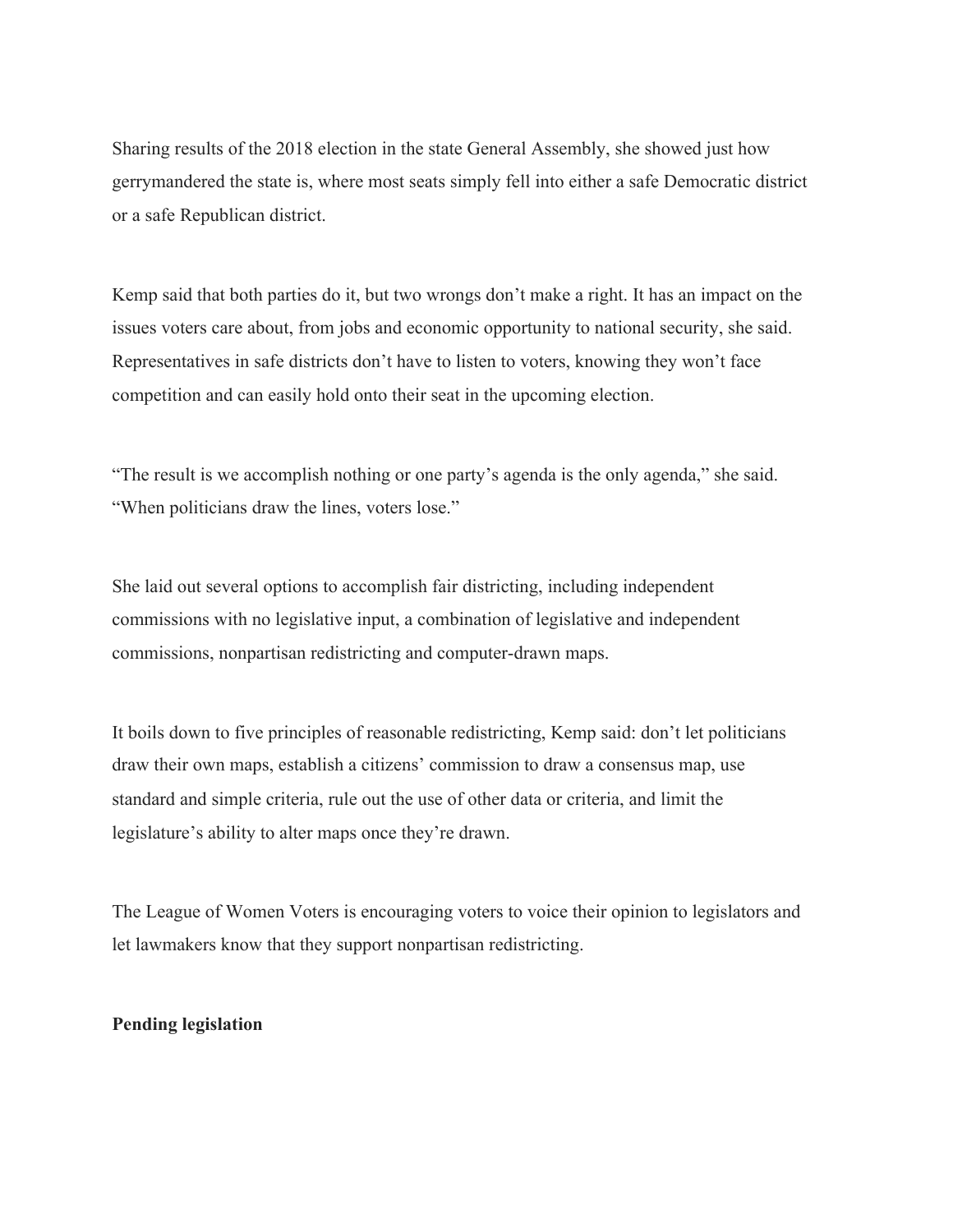Sharing results of the 2018 election in the state General Assembly, she showed just how gerrymandered the state is, where most seats simply fell into either a safe Democratic district or a safe Republican district.

Kemp said that both parties do it, but two wrongs don't make a right. It has an impact on the issues voters care about, from jobs and economic opportunity to national security, she said. Representatives in safe districts don't have to listen to voters, knowing they won't face competition and can easily hold onto their seat in the upcoming election.

"The result is we accomplish nothing or one party's agenda is the only agenda," she said. "When politicians draw the lines, voters lose."

She laid out several options to accomplish fair districting, including independent commissions with no legislative input, a combination of legislative and independent commissions, nonpartisan redistricting and computer-drawn maps.

It boils down to five principles of reasonable redistricting, Kemp said: don't let politicians draw their own maps, establish a citizens' commission to draw a consensus map, use standard and simple criteria, rule out the use of other data or criteria, and limit the legislature's ability to alter maps once they're drawn.

The League of Women Voters is encouraging voters to voice their opinion to legislators and let lawmakers know that they support nonpartisan redistricting.

**Pending legislation**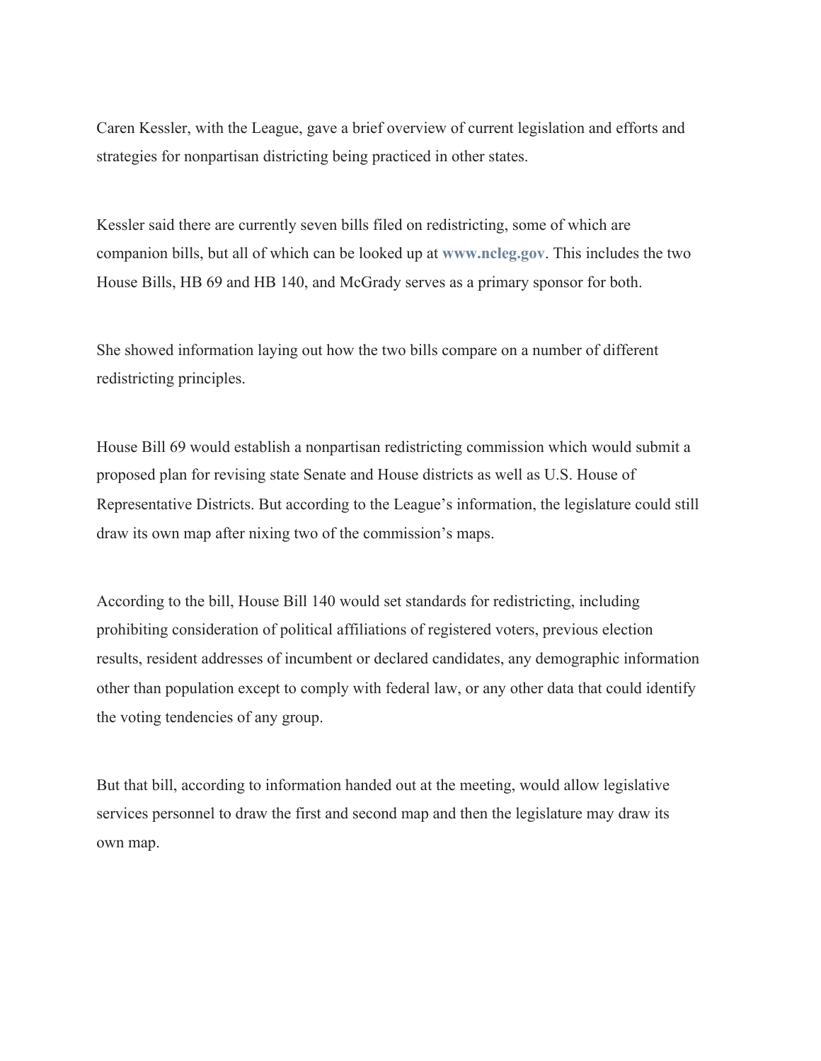Caren Kessler, with the League, gave a brief overview of current legislation and efforts and strategies for nonpartisan districting being practiced in other states.

Kessler said there are currently seven bills filed on redistricting, some of which are companion bills, but all of which can be looked up at **www.ncleg.gov**. This includes the two House Bills, HB 69 and HB 140, and McGrady serves as a primary sponsor for both.

She showed information laying out how the two bills compare on a number of different redistricting principles.

House Bill 69 would establish a nonpartisan redistricting commission which would submit a proposed plan for revising state Senate and House districts as well as U.S. House of Representative Districts. But according to the League's information, the legislature could still draw its own map after nixing two of the commission's maps.

According to the bill, House Bill 140 would set standards for redistricting, including prohibiting consideration of political affiliations of registered voters, previous election results, resident addresses of incumbent or declared candidates, any demographic information other than population except to comply with federal law, or any other data that could identify the voting tendencies of any group.

But that bill, according to information handed out at the meeting, would allow legislative services personnel to draw the first and second map and then the legislature may draw its own map.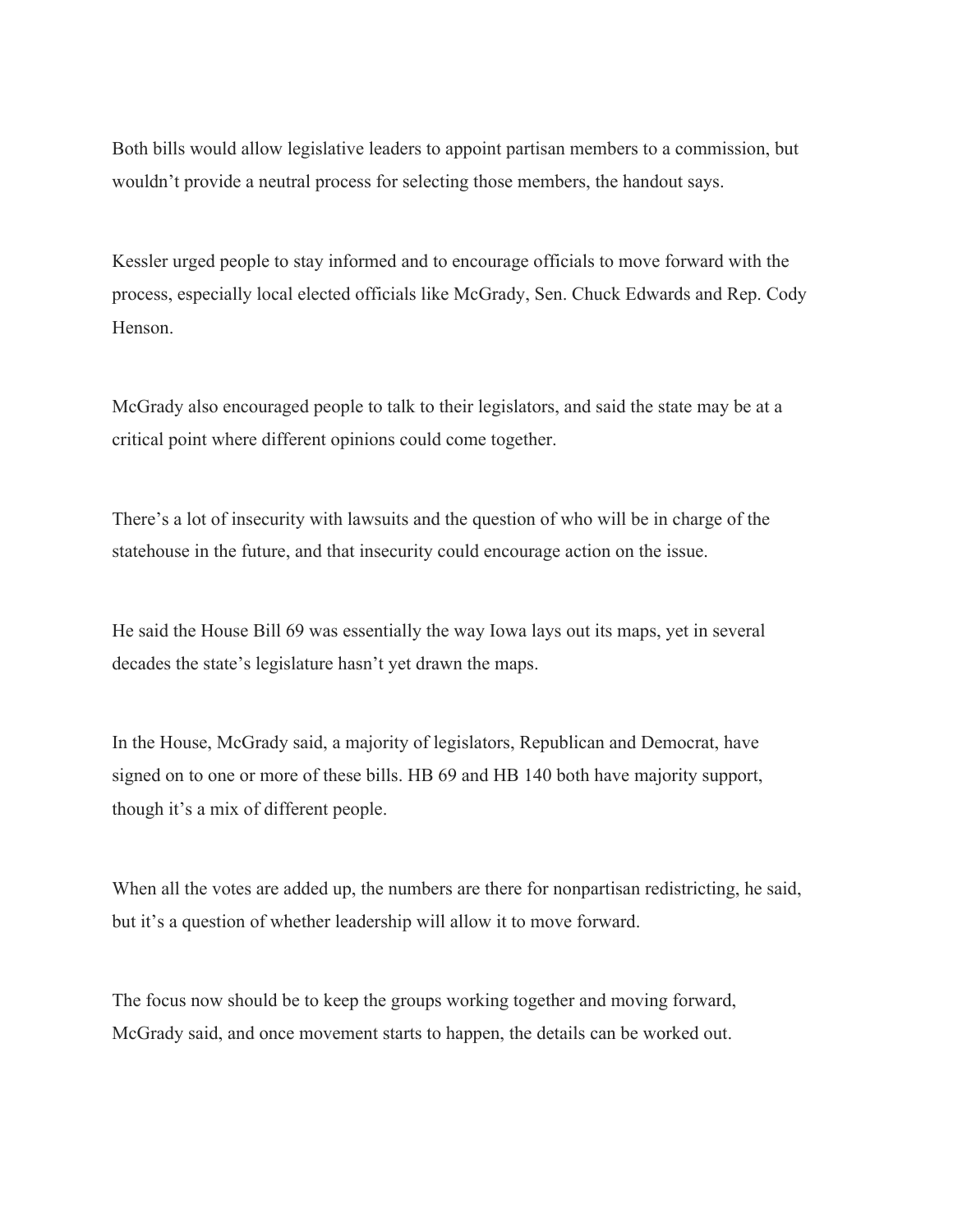Both bills would allow legislative leaders to appoint partisan members to a commission, but wouldn't provide a neutral process for selecting those members, the handout says.

Kessler urged people to stay informed and to encourage officials to move forward with the process, especially local elected officials like McGrady, Sen. Chuck Edwards and Rep. Cody Henson.

McGrady also encouraged people to talk to their legislators, and said the state may be at a critical point where different opinions could come together.

There's a lot of insecurity with lawsuits and the question of who will be in charge of the statehouse in the future, and that insecurity could encourage action on the issue.

He said the House Bill 69 was essentially the way Iowa lays out its maps, yet in several decades the state's legislature hasn't yet drawn the maps.

In the House, McGrady said, a majority of legislators, Republican and Democrat, have signed on to one or more of these bills. HB 69 and HB 140 both have majority support, though it's a mix of different people.

When all the votes are added up, the numbers are there for nonpartisan redistricting, he said, but it's a question of whether leadership will allow it to move forward.

The focus now should be to keep the groups working together and moving forward, McGrady said, and once movement starts to happen, the details can be worked out.